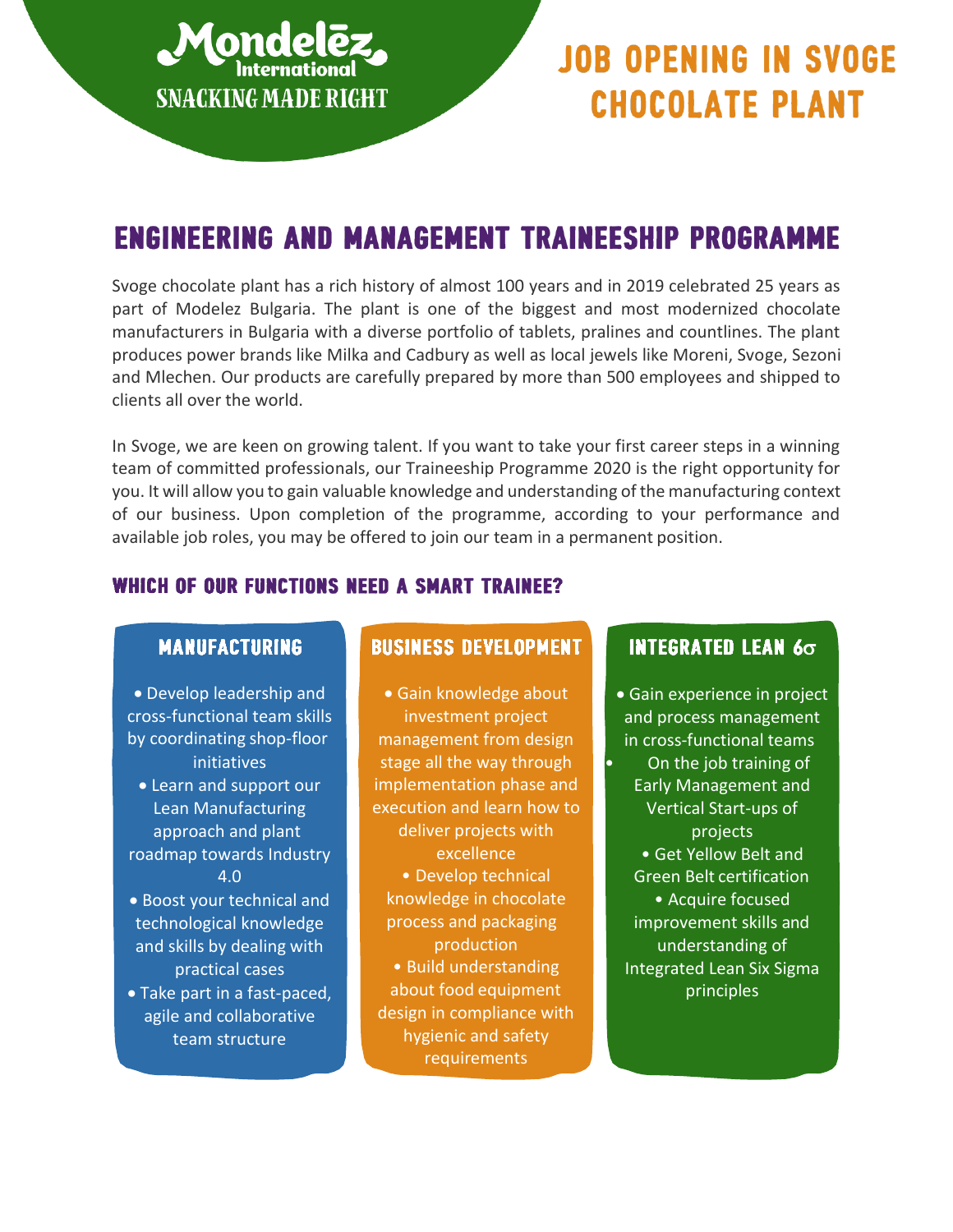Mondelēz International
SNACKING MADE RIGHT

# JOB OPENING IN SVOGE CHOCOLATE PLANT

## ENGINEERING AND MANAGEMENT TRAINEESHIP PROGRAMME

Svoge chocolate plant has a rich history of almost 100 years and in 2019 celebrated 25 years as part of Modelez Bulgaria. The plant is one of the biggest and most modernized chocolate manufacturers in Bulgaria with a diverse portfolio of tablets, pralines and countlines. The plant produces power brands like Milka and Cadbury as well as local jewels like Moreni, Svoge, Sezoni and Mlechen. Our products are carefully prepared by more than 500 employees and shipped to clients all over the world.

In Svoge, we are keen on growing talent. If you want to take your first career steps in a winning team of committed professionals, our Traineeship Programme 2020 is the right opportunity for you. It will allow you to gain valuable knowledge and understanding of the manufacturing context of our business. Upon completion of the programme, according to your performance and available job roles, you may be offered to join our team in a permanent position.

### WHICH OF OUR FUNCTIONS NEED A SMART TRAINEE?

#### MANUFACTURING

- Develop leadership and cross-functional team skills by coordinating shop-floor initiatives
- Learn and support our Lean Manufacturing approach and plant roadmap towards Industry 4.0
- Boost your technical and technological knowledge and skills by dealing with practical cases
- Take part in a fast-paced, agile and collaborative team structure

#### BUSINESS DEVELOPMENT

- Gain knowledge about investment project management from design stage all the way through implementation phase and execution and learn how to deliver projects with excellence
- Develop technical knowledge in chocolate process and packaging production
- Build understanding about food equipment design in compliance with hygienic and safety requirements

#### INTEGRATED LEAN 6σ

- Gain experience in project and process management in cross-functional teams
- On the job training of Early Management and Vertical Start-ups of projects
- Get Yellow Belt and Green Belt certification
- Acquire focused improvement skills and understanding of Integrated Lean Six Sigma principles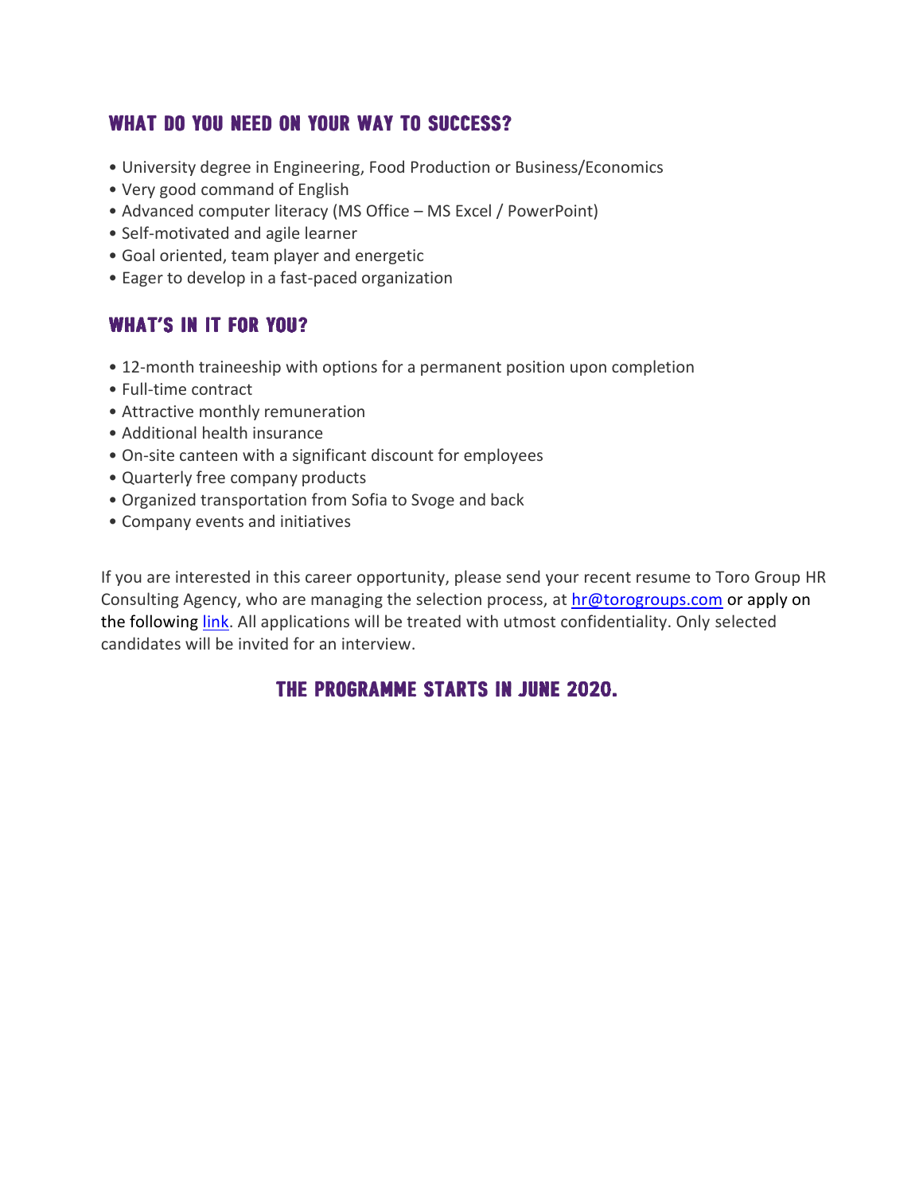## WHAT DO YOU NEED ON YOUR WAY TO SUCCESS?

- University degree in Engineering, Food Production or Business/Economics
- Very good command of English
- Advanced computer literacy (MS Office – MS Excel / PowerPoint)
- Self-motivated and agile learner
- Goal oriented, team player and energetic
- Eager to develop in a fast-paced organization

## WHAT'S IN IT FOR YOU?

- 12-month traineeship with options for a permanent position upon completion
- Full-time contract
- Attractive monthly remuneration
- Additional health insurance
- On-site canteen with a significant discount for employees
- Quarterly free company products
- Organized transportation from Sofia to Svoge and back
- Company events and initiatives

If you are interested in this career opportunity, please send your recent resume to Toro Group HR Consulting Agency, who are managing the selection process, at hr@torogroups.com or apply on the following link. All applications will be treated with utmost confidentiality. Only selected candidates will be invited for an interview.

## THE PROGRAMME STARTS IN JUNE 2020.